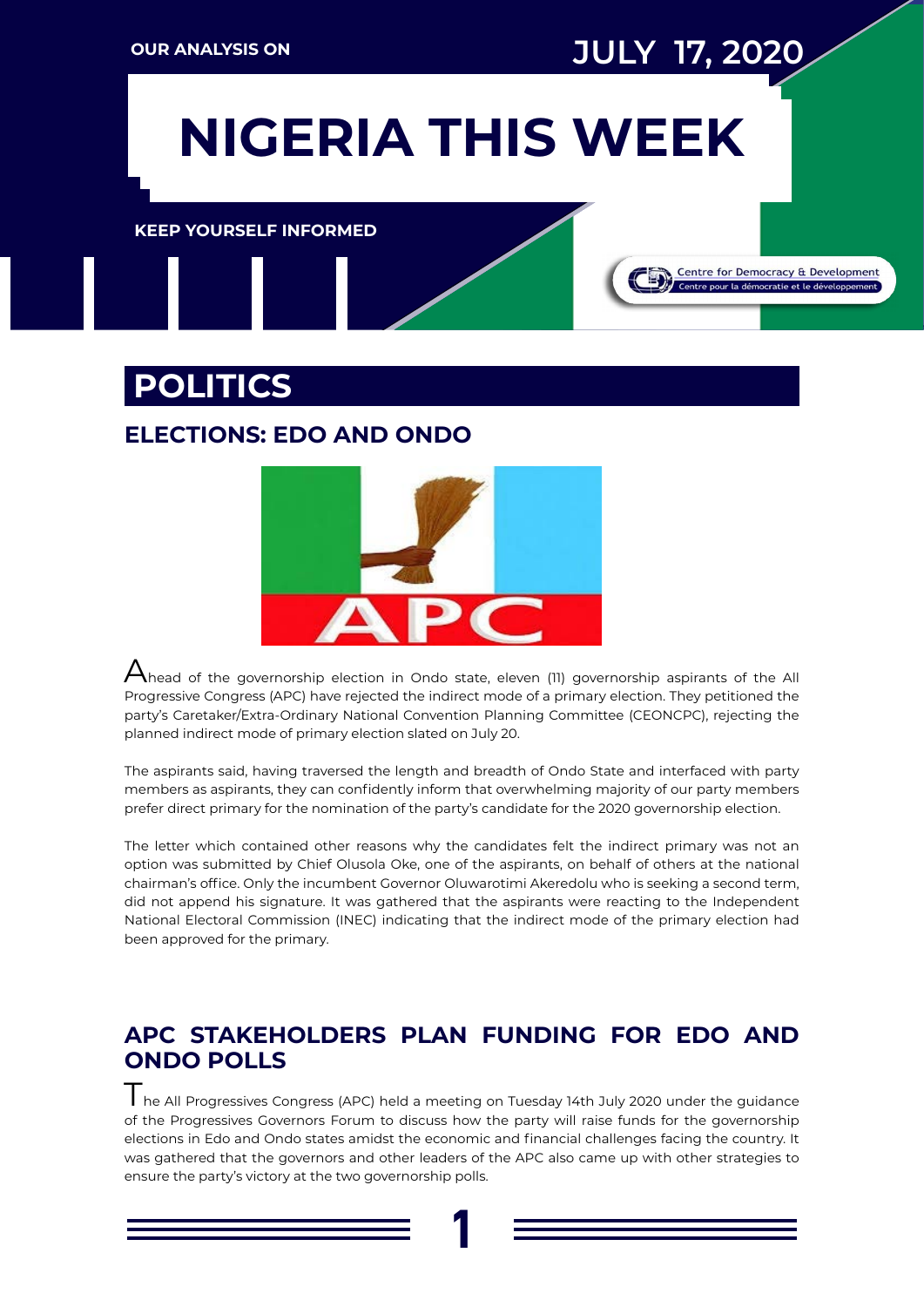OUR ANALYSIS ON

JULY 17, 2020

# NIGERIA THIS WEEK

KEEP YOURSELF INFORMED

Centre for Democracy & Development
Centre pour la démocratie et le développement

## POLITICS

### ELECTIONS: EDO AND ONDO

Ahead of the governorship election in Ondo state, eleven (11) governorship aspirants of the All Progressive Congress (APC) have rejected the indirect mode of a primary election. They petitioned the party's Caretaker/Extra-Ordinary National Convention Planning Committee (CEONCPC), rejecting the planned indirect mode of primary election slated on July 20.

The aspirants said, having traversed the length and breadth of Ondo State and interfaced with party members as aspirants, they can confidently inform that overwhelming majority of our party members prefer direct primary for the nomination of the party's candidate for the 2020 governorship election.

The letter which contained other reasons why the candidates felt the indirect primary was not an option was submitted by Chief Olusola Oke, one of the aspirants, on behalf of others at the national chairman's office. Only the incumbent Governor Oluwarotimi Akeredolu who is seeking a second term, did not append his signature. It was gathered that the aspirants were reacting to the Independent National Electoral Commission (INEC) indicating that the indirect mode of the primary election had been approved for the primary.

### APC STAKEHOLDERS PLAN FUNDING FOR EDO AND ONDO POLLS

The All Progressives Congress (APC) held a meeting on Tuesday 14th July 2020 under the guidance of the Progressives Governors Forum to discuss how the party will raise funds for the governorship elections in Edo and Ondo states amidst the economic and financial challenges facing the country. It was gathered that the governors and other leaders of the APC also came up with other strategies to ensure the party's victory at the two governorship polls.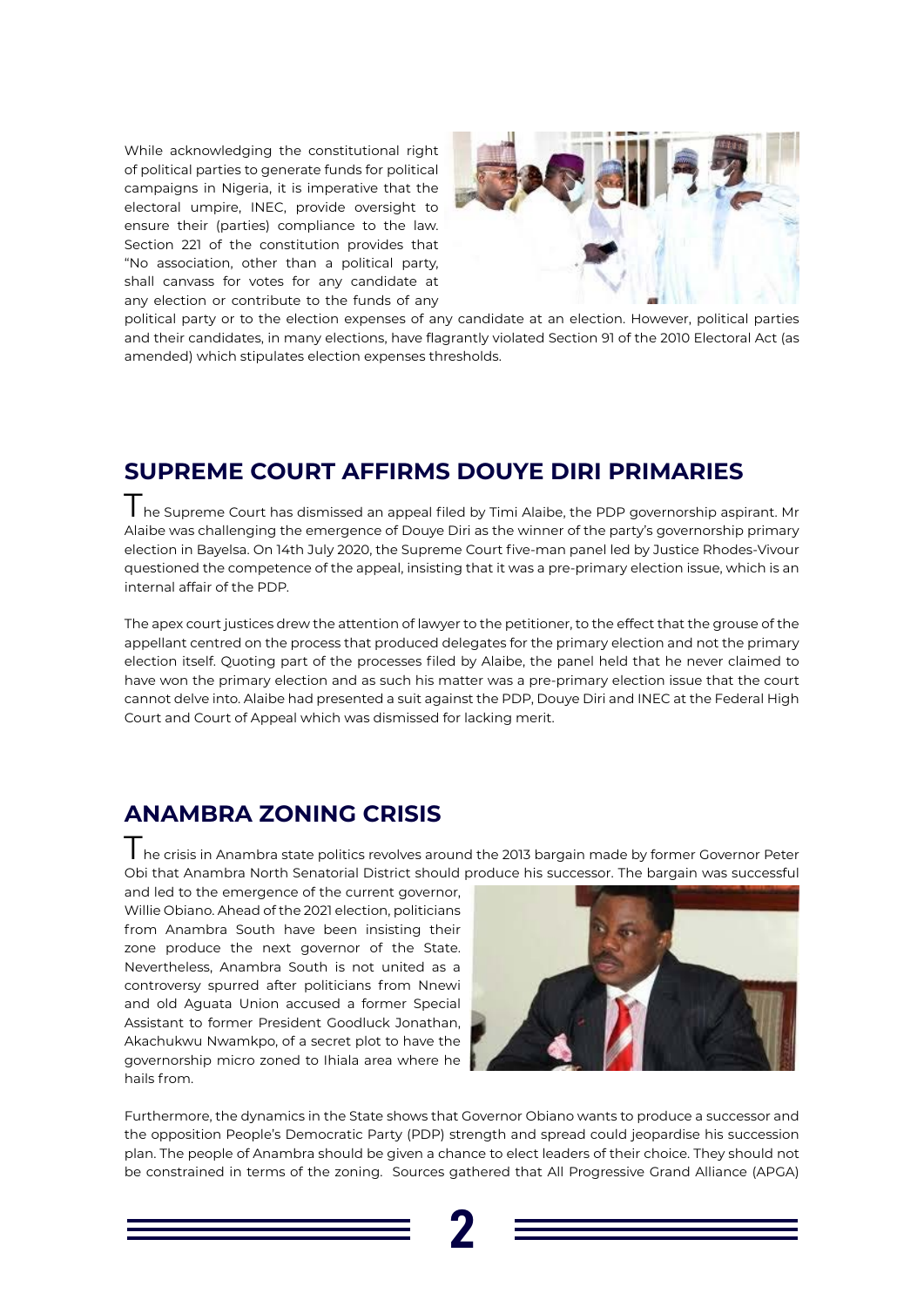While acknowledging the constitutional right of political parties to generate funds for political campaigns in Nigeria, it is imperative that the electoral umpire, INEC, provide oversight to ensure their (parties) compliance to the law. Section 221 of the constitution provides that "No association, other than a political party, shall canvass for votes for any candidate at any election or contribute to the funds of any political party or to the election expenses of any candidate at an election. However, political parties and their candidates, in many elections, have flagrantly violated Section 91 of the 2010 Electoral Act (as amended) which stipulates election expenses thresholds.

## SUPREME COURT AFFIRMS DOUYE DIRI PRIMARIES

The Supreme Court has dismissed an appeal filed by Timi Alaibe, the PDP governorship aspirant. Mr Alaibe was challenging the emergence of Douye Diri as the winner of the party's governorship primary election in Bayelsa. On 14th July 2020, the Supreme Court five-man panel led by Justice Rhodes-Vivour questioned the competence of the appeal, insisting that it was a pre-primary election issue, which is an internal affair of the PDP.

The apex court justices drew the attention of lawyer to the petitioner, to the effect that the grouse of the appellant centred on the process that produced delegates for the primary election and not the primary election itself. Quoting part of the processes filed by Alaibe, the panel held that he never claimed to have won the primary election and as such his matter was a pre-primary election issue that the court cannot delve into. Alaibe had presented a suit against the PDP, Douye Diri and INEC at the Federal High Court and Court of Appeal which was dismissed for lacking merit.

## ANAMBRA ZONING CRISIS

The crisis in Anambra state politics revolves around the 2013 bargain made by former Governor Peter Obi that Anambra North Senatorial District should produce his successor. The bargain was successful and led to the emergence of the current governor, Willie Obiano. Ahead of the 2021 election, politicians from Anambra South have been insisting their zone produce the next governor of the State. Nevertheless, Anambra South is not united as a controversy spurred after politicians from Nnewi and old Aguata Union accused a former Special Assistant to former President Goodluck Jonathan, Akachukwu Nwamkpo, of a secret plot to have the governorship micro zoned to Ihiala area where he hails from.

Furthermore, the dynamics in the State shows that Governor Obiano wants to produce a successor and the opposition People's Democratic Party (PDP) strength and spread could jeopardise his succession plan. The people of Anambra should be given a chance to elect leaders of their choice. They should not be constrained in terms of the zoning. Sources gathered that All Progressive Grand Alliance (APGA)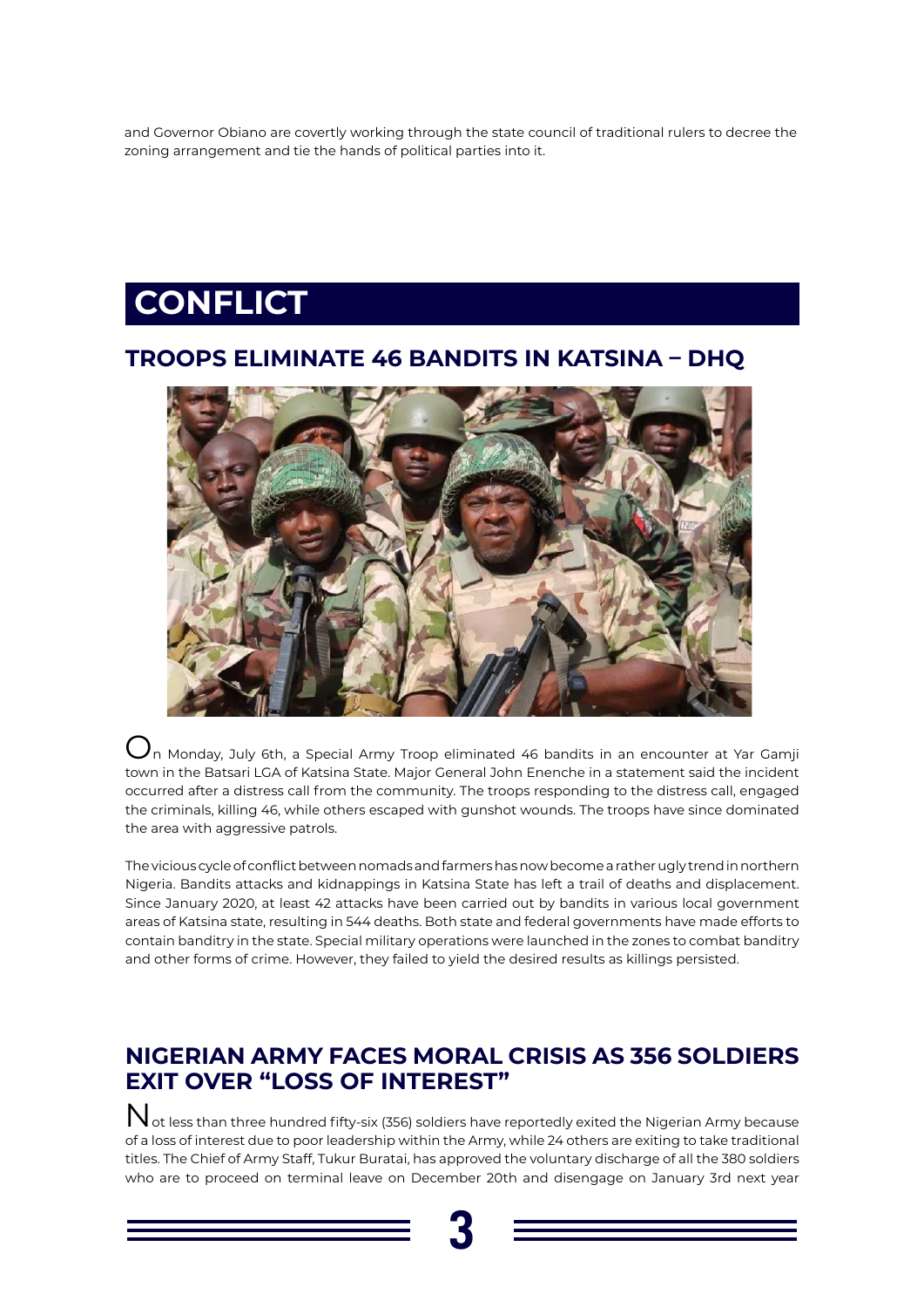and Governor Obiano are covertly working through the state council of traditional rulers to decree the zoning arrangement and tie the hands of political parties into it.

# CONFLICT

## TROOPS ELIMINATE 46 BANDITS IN KATSINA – DHQ

On Monday, July 6th, a Special Army Troop eliminated 46 bandits in an encounter at Yar Gamji town in the Batsari LGA of Katsina State. Major General John Enenche in a statement said the incident occurred after a distress call from the community. The troops responding to the distress call, engaged the criminals, killing 46, while others escaped with gunshot wounds. The troops have since dominated the area with aggressive patrols.

The vicious cycle of conflict between nomads and farmers has now become a rather ugly trend in northern Nigeria. Bandits attacks and kidnappings in Katsina State has left a trail of deaths and displacement. Since January 2020, at least 42 attacks have been carried out by bandits in various local government areas of Katsina state, resulting in 544 deaths. Both state and federal governments have made efforts to contain banditry in the state. Special military operations were launched in the zones to combat banditry and other forms of crime. However, they failed to yield the desired results as killings persisted.

## NIGERIAN ARMY FACES MORAL CRISIS AS 356 SOLDIERS EXIT OVER "LOSS OF INTEREST"

Not less than three hundred fifty-six (356) soldiers have reportedly exited the Nigerian Army because of a loss of interest due to poor leadership within the Army, while 24 others are exiting to take traditional titles. The Chief of Army Staff, Tukur Buratai, has approved the voluntary discharge of all the 380 soldiers who are to proceed on terminal leave on December 20th and disengage on January 3rd next year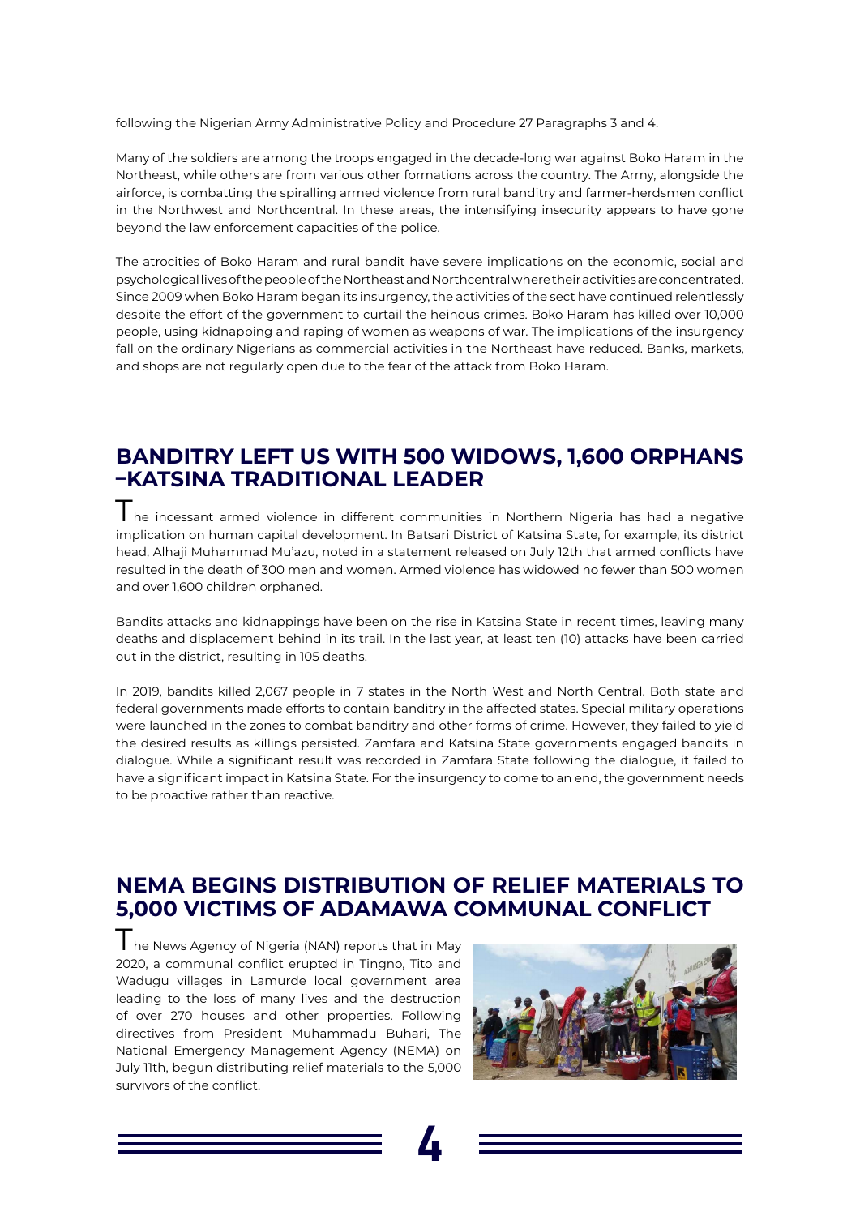following the Nigerian Army Administrative Policy and Procedure 27 Paragraphs 3 and 4.

Many of the soldiers are among the troops engaged in the decade-long war against Boko Haram in the Northeast, while others are from various other formations across the country. The Army, alongside the airforce, is combatting the spiralling armed violence from rural banditry and farmer-herdsmen conflict in the Northwest and Northcentral. In these areas, the intensifying insecurity appears to have gone beyond the law enforcement capacities of the police.

The atrocities of Boko Haram and rural bandit have severe implications on the economic, social and psychological lives of the people of the Northeast and Northcentral where their activities are concentrated. Since 2009 when Boko Haram began its insurgency, the activities of the sect have continued relentlessly despite the effort of the government to curtail the heinous crimes. Boko Haram has killed over 10,000 people, using kidnapping and raping of women as weapons of war. The implications of the insurgency fall on the ordinary Nigerians as commercial activities in the Northeast have reduced. Banks, markets, and shops are not regularly open due to the fear of the attack from Boko Haram.

## BANDITRY LEFT US WITH 500 WIDOWS, 1,600 ORPHANS –KATSINA TRADITIONAL LEADER

The incessant armed violence in different communities in Northern Nigeria has had a negative implication on human capital development. In Batsari District of Katsina State, for example, its district head, Alhaji Muhammad Mu'azu, noted in a statement released on July 12th that armed conflicts have resulted in the death of 300 men and women. Armed violence has widowed no fewer than 500 women and over 1,600 children orphaned.

Bandits attacks and kidnappings have been on the rise in Katsina State in recent times, leaving many deaths and displacement behind in its trail. In the last year, at least ten (10) attacks have been carried out in the district, resulting in 105 deaths.

In 2019, bandits killed 2,067 people in 7 states in the North West and North Central. Both state and federal governments made efforts to contain banditry in the affected states. Special military operations were launched in the zones to combat banditry and other forms of crime. However, they failed to yield the desired results as killings persisted. Zamfara and Katsina State governments engaged bandits in dialogue. While a significant result was recorded in Zamfara State following the dialogue, it failed to have a significant impact in Katsina State. For the insurgency to come to an end, the government needs to be proactive rather than reactive.

## NEMA BEGINS DISTRIBUTION OF RELIEF MATERIALS TO 5,000 VICTIMS OF ADAMAWA COMMUNAL CONFLICT

The News Agency of Nigeria (NAN) reports that in May 2020, a communal conflict erupted in Tingno, Tito and Wadugu villages in Lamurde local government area leading to the loss of many lives and the destruction of over 270 houses and other properties. Following directives from President Muhammadu Buhari, The National Emergency Management Agency (NEMA) on July 11th, begun distributing relief materials to the 5,000 survivors of the conflict.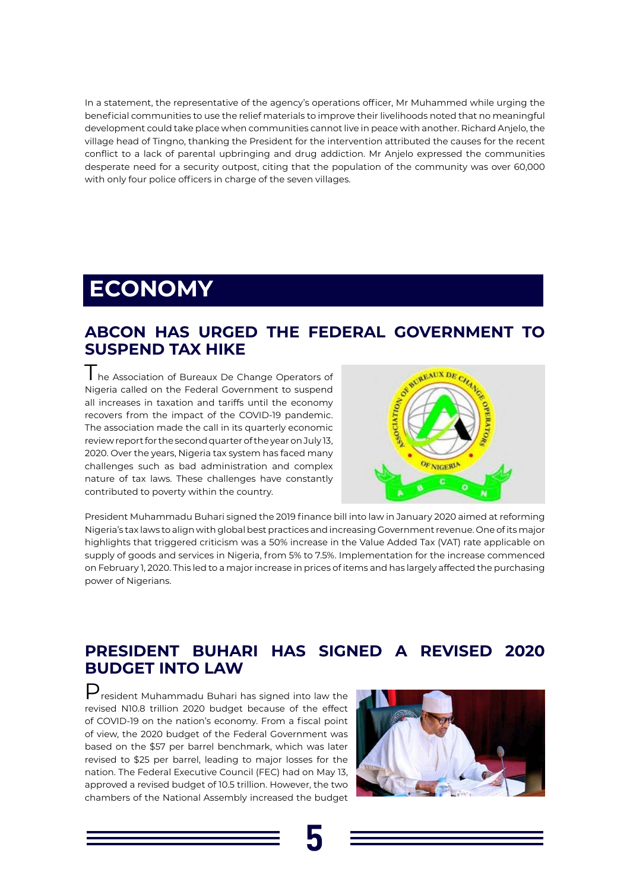In a statement, the representative of the agency's operations officer, Mr Muhammed while urging the beneficial communities to use the relief materials to improve their livelihoods noted that no meaningful development could take place when communities cannot live in peace with another. Richard Anjelo, the village head of Tingno, thanking the President for the intervention attributed the causes for the recent conflict to a lack of parental upbringing and drug addiction. Mr Anjelo expressed the communities desperate need for a security outpost, citing that the population of the community was over 60,000 with only four police officers in charge of the seven villages.

# ECONOMY

## ABCON HAS URGED THE FEDERAL GOVERNMENT TO SUSPEND TAX HIKE

The Association of Bureaux De Change Operators of Nigeria called on the Federal Government to suspend all increases in taxation and tariffs until the economy recovers from the impact of the COVID-19 pandemic. The association made the call in its quarterly economic review report for the second quarter of the year on July 13, 2020. Over the years, Nigeria tax system has faced many challenges such as bad administration and complex nature of tax laws. These challenges have constantly contributed to poverty within the country.

President Muhammadu Buhari signed the 2019 finance bill into law in January 2020 aimed at reforming Nigeria's tax laws to align with global best practices and increasing Government revenue. One of its major highlights that triggered criticism was a 50% increase in the Value Added Tax (VAT) rate applicable on supply of goods and services in Nigeria, from 5% to 7.5%. Implementation for the increase commenced on February 1, 2020. This led to a major increase in prices of items and has largely affected the purchasing power of Nigerians.

## PRESIDENT BUHARI HAS SIGNED A REVISED 2020 BUDGET INTO LAW

President Muhammadu Buhari has signed into law the revised N10.8 trillion 2020 budget because of the effect of COVID-19 on the nation's economy. From a fiscal point of view, the 2020 budget of the Federal Government was based on the $57 per barrel benchmark, which was later revised to $25 per barrel, leading to major losses for the nation. The Federal Executive Council (FEC) had on May 13, approved a revised budget of 10.5 trillion. However, the two chambers of the National Assembly increased the budget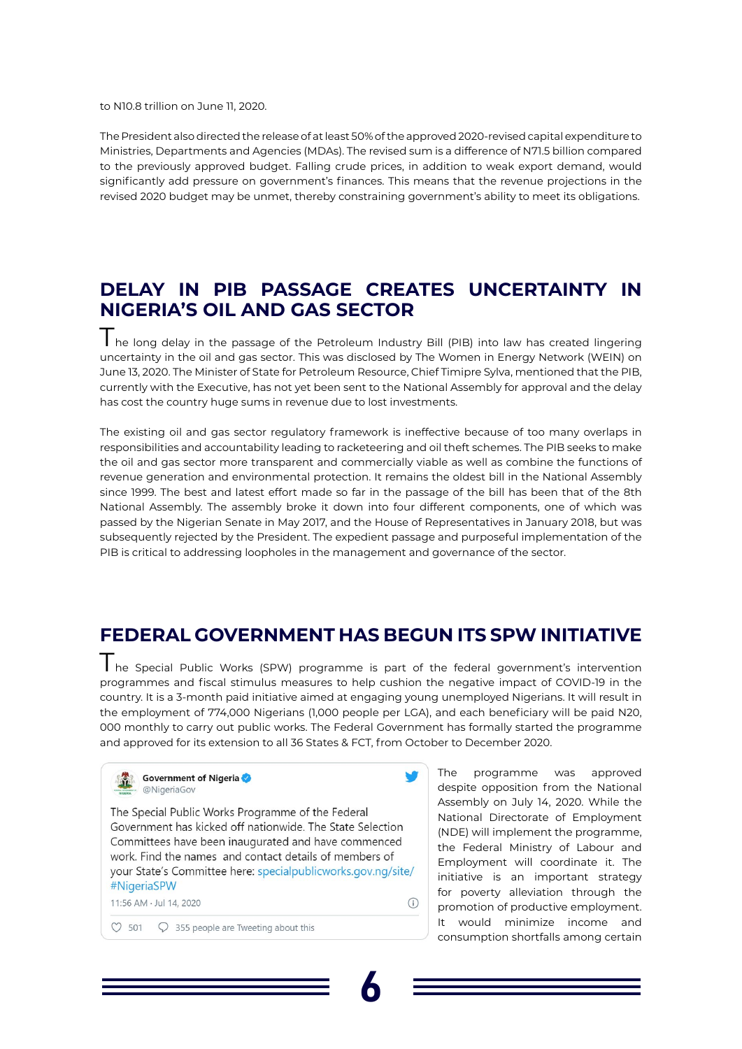to N10.8 trillion on June 11, 2020.

The President also directed the release of at least 50% of the approved 2020-revised capital expenditure to Ministries, Departments and Agencies (MDAs). The revised sum is a difference of N71.5 billion compared to the previously approved budget. Falling crude prices, in addition to weak export demand, would significantly add pressure on government's finances. This means that the revenue projections in the revised 2020 budget may be unmet, thereby constraining government's ability to meet its obligations.

## DELAY IN PIB PASSAGE CREATES UNCERTAINTY IN NIGERIA'S OIL AND GAS SECTOR

The long delay in the passage of the Petroleum Industry Bill (PIB) into law has created lingering uncertainty in the oil and gas sector. This was disclosed by The Women in Energy Network (WEIN) on June 13, 2020. The Minister of State for Petroleum Resource, Chief Timipre Sylva, mentioned that the PIB, currently with the Executive, has not yet been sent to the National Assembly for approval and the delay has cost the country huge sums in revenue due to lost investments.

The existing oil and gas sector regulatory framework is ineffective because of too many overlaps in responsibilities and accountability leading to racketeering and oil theft schemes. The PIB seeks to make the oil and gas sector more transparent and commercially viable as well as combine the functions of revenue generation and environmental protection. It remains the oldest bill in the National Assembly since 1999. The best and latest effort made so far in the passage of the bill has been that of the 8th National Assembly. The assembly broke it down into four different components, one of which was passed by the Nigerian Senate in May 2017, and the House of Representatives in January 2018, but was subsequently rejected by the President. The expedient passage and purposeful implementation of the PIB is critical to addressing loopholes in the management and governance of the sector.

## FEDERAL GOVERNMENT HAS BEGUN ITS SPW INITIATIVE

The Special Public Works (SPW) programme is part of the federal government's intervention programmes and fiscal stimulus measures to help cushion the negative impact of COVID-19 in the country. It is a 3-month paid initiative aimed at engaging young unemployed Nigerians. It will result in the employment of 774,000 Nigerians (1,000 people per LGA), and each beneficiary will be paid N20, 000 monthly to carry out public works. The Federal Government has formally started the programme and approved for its extension to all 36 States & FCT, from October to December 2020.

> **Government of Nigeria** @NigeriaGov
>
> The Special Public Works Programme of the Federal Government has kicked off nationwide. The State Selection Committees have been inaugurated and have commenced work. Find the names and contact details of members of your State's Committee here: specialpublicworks.gov.ng/site/ #NigeriaSPW
>
> 11:56 AM · Jul 14, 2020
>
> 501 · 355 people are Tweeting about this

The programme was approved despite opposition from the National Assembly on July 14, 2020. While the National Directorate of Employment (NDE) will implement the programme, the Federal Ministry of Labour and Employment will coordinate it. The initiative is an important strategy for poverty alleviation through the promotion of productive employment. It would minimize income and consumption shortfalls among certain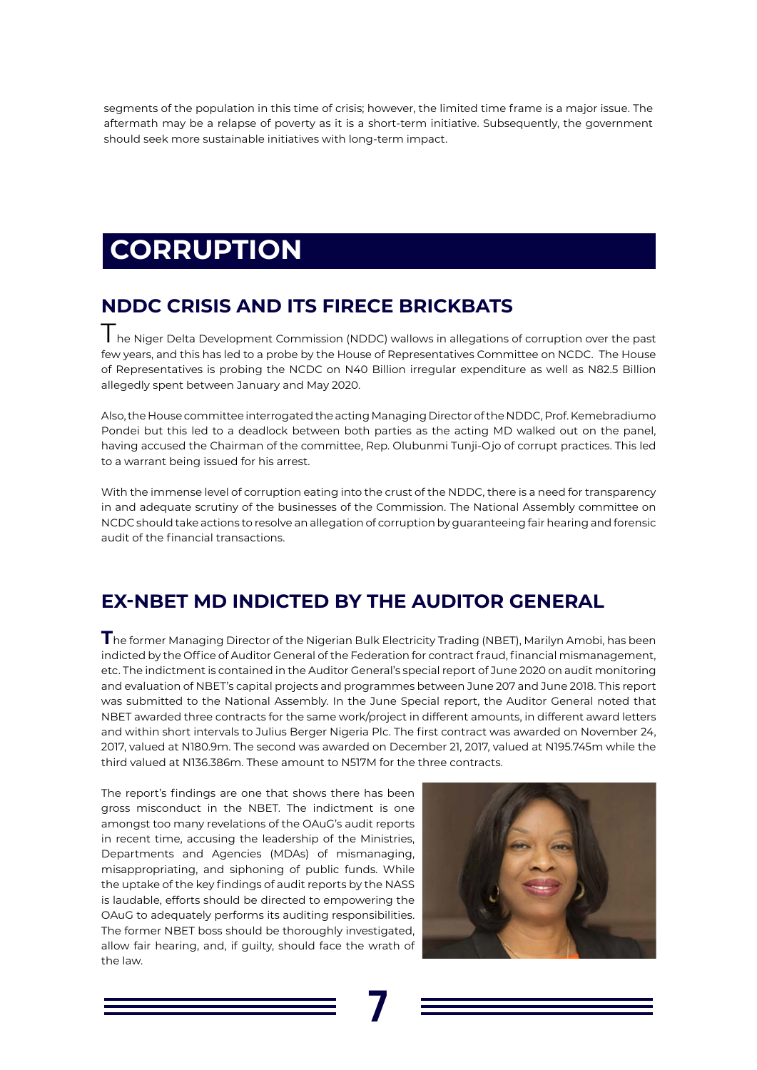segments of the population in this time of crisis; however, the limited time frame is a major issue. The aftermath may be a relapse of poverty as it is a short-term initiative. Subsequently, the government should seek more sustainable initiatives with long-term impact.

# CORRUPTION

## NDDC CRISIS AND ITS FIRECE BRICKBATS

The Niger Delta Development Commission (NDDC) wallows in allegations of corruption over the past few years, and this has led to a probe by the House of Representatives Committee on NCDC. The House of Representatives is probing the NCDC on N40 Billion irregular expenditure as well as N82.5 Billion allegedly spent between January and May 2020.

Also, the House committee interrogated the acting Managing Director of the NDDC, Prof. Kemebradiumo Pondei but this led to a deadlock between both parties as the acting MD walked out on the panel, having accused the Chairman of the committee, Rep. Olubunmi Tunji-Ojo of corrupt practices. This led to a warrant being issued for his arrest.

With the immense level of corruption eating into the crust of the NDDC, there is a need for transparency in and adequate scrutiny of the businesses of the Commission. The National Assembly committee on NCDC should take actions to resolve an allegation of corruption by guaranteeing fair hearing and forensic audit of the financial transactions.

## EX-NBET MD INDICTED BY THE AUDITOR GENERAL

**T**he former Managing Director of the Nigerian Bulk Electricity Trading (NBET), Marilyn Amobi, has been indicted by the Office of Auditor General of the Federation for contract fraud, financial mismanagement, etc. The indictment is contained in the Auditor General's special report of June 2020 on audit monitoring and evaluation of NBET's capital projects and programmes between June 207 and June 2018. This report was submitted to the National Assembly. In the June Special report, the Auditor General noted that NBET awarded three contracts for the same work/project in different amounts, in different award letters and within short intervals to Julius Berger Nigeria Plc. The first contract was awarded on November 24, 2017, valued at N180.9m. The second was awarded on December 21, 2017, valued at N195.745m while the third valued at N136.386m. These amount to N517M for the three contracts.

The report's findings are one that shows there has been gross misconduct in the NBET. The indictment is one amongst too many revelations of the OAuG's audit reports in recent time, accusing the leadership of the Ministries, Departments and Agencies (MDAs) of mismanaging, misappropriating, and siphoning of public funds. While the uptake of the key findings of audit reports by the NASS is laudable, efforts should be directed to empowering the OAuG to adequately performs its auditing responsibilities. The former NBET boss should be thoroughly investigated, allow fair hearing, and, if guilty, should face the wrath of the law.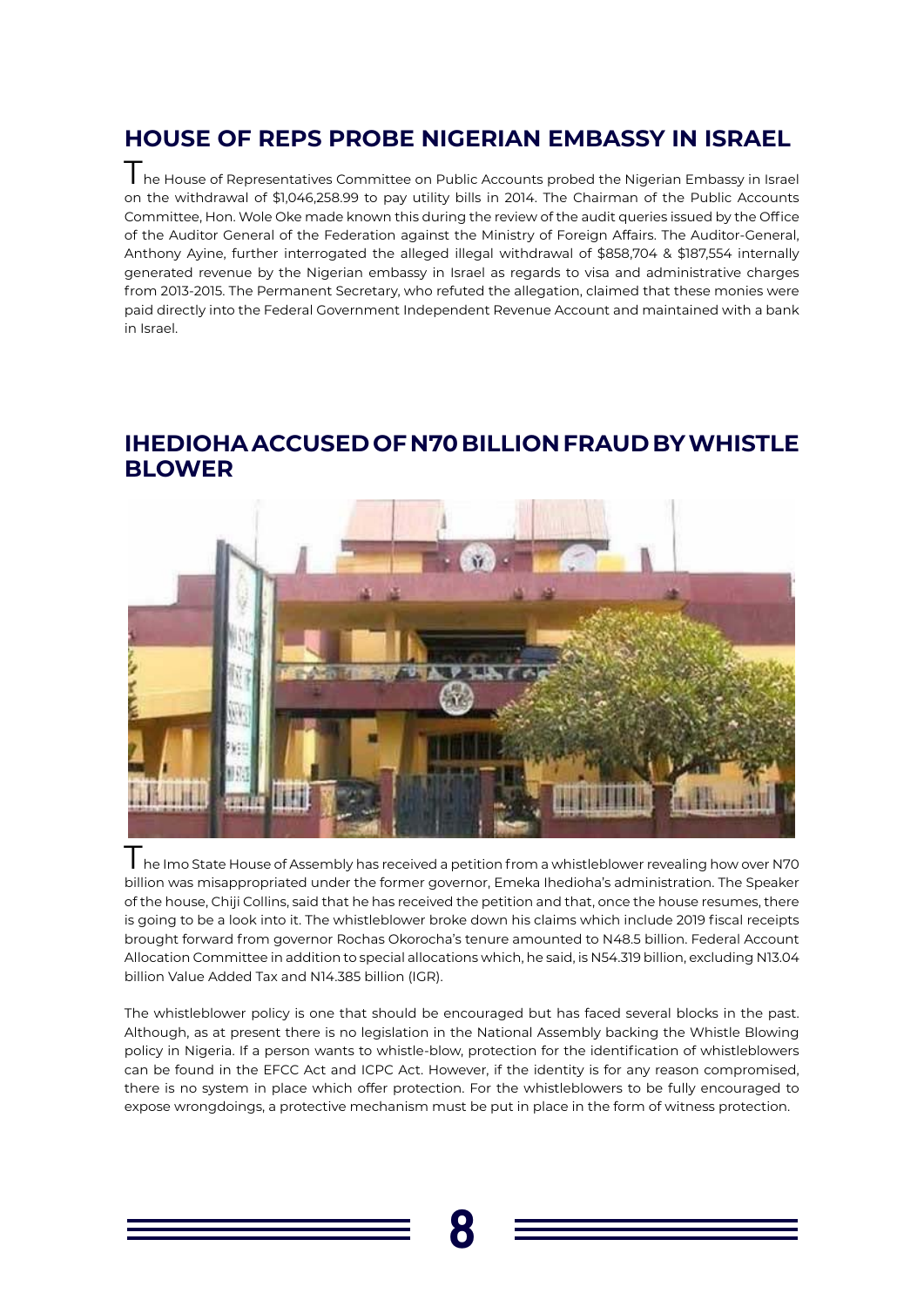## HOUSE OF REPS PROBE NIGERIAN EMBASSY IN ISRAEL

The House of Representatives Committee on Public Accounts probed the Nigerian Embassy in Israel on the withdrawal of $1,046,258.99 to pay utility bills in 2014. The Chairman of the Public Accounts Committee, Hon. Wole Oke made known this during the review of the audit queries issued by the Office of the Auditor General of the Federation against the Ministry of Foreign Affairs. The Auditor-General, Anthony Ayine, further interrogated the alleged illegal withdrawal of $858,704 & $187,554 internally generated revenue by the Nigerian embassy in Israel as regards to visa and administrative charges from 2013-2015. The Permanent Secretary, who refuted the allegation, claimed that these monies were paid directly into the Federal Government Independent Revenue Account and maintained with a bank in Israel.

## IHEDIOHA ACCUSED OF N70 BILLION FRAUD BY WHISTLE BLOWER

The Imo State House of Assembly has received a petition from a whistleblower revealing how over N70 billion was misappropriated under the former governor, Emeka Ihedioha's administration. The Speaker of the house, Chiji Collins, said that he has received the petition and that, once the house resumes, there is going to be a look into it. The whistleblower broke down his claims which include 2019 fiscal receipts brought forward from governor Rochas Okorocha's tenure amounted to N48.5 billion. Federal Account Allocation Committee in addition to special allocations which, he said, is N54.319 billion, excluding N13.04 billion Value Added Tax and N14.385 billion (IGR).

The whistleblower policy is one that should be encouraged but has faced several blocks in the past. Although, as at present there is no legislation in the National Assembly backing the Whistle Blowing policy in Nigeria. If a person wants to whistle-blow, protection for the identification of whistleblowers can be found in the EFCC Act and ICPC Act. However, if the identity is for any reason compromised, there is no system in place which offer protection. For the whistleblowers to be fully encouraged to expose wrongdoings, a protective mechanism must be put in place in the form of witness protection.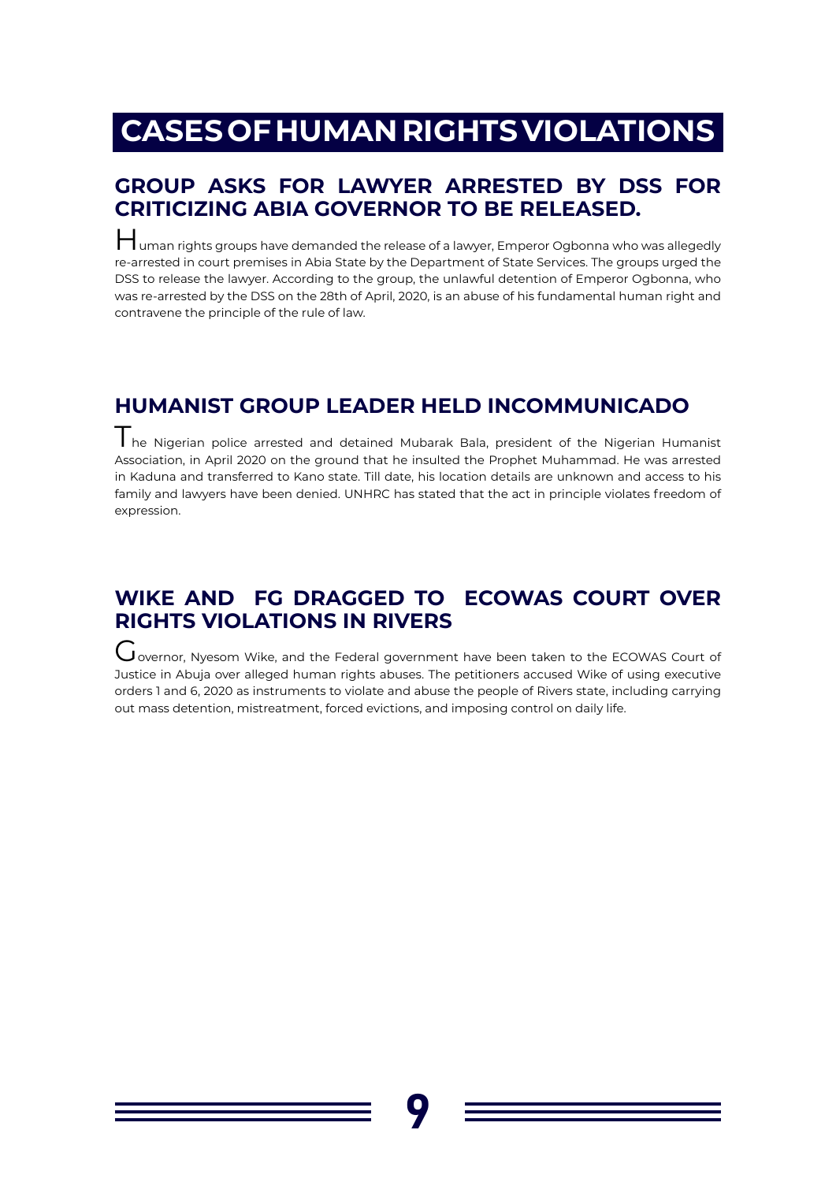# CASES OF HUMAN RIGHTS VIOLATIONS

## GROUP ASKS FOR LAWYER ARRESTED BY DSS FOR CRITICIZING ABIA GOVERNOR TO BE RELEASED.

Human rights groups have demanded the release of a lawyer, Emperor Ogbonna who was allegedly re-arrested in court premises in Abia State by the Department of State Services. The groups urged the DSS to release the lawyer. According to the group, the unlawful detention of Emperor Ogbonna, who was re-arrested by the DSS on the 28th of April, 2020, is an abuse of his fundamental human right and contravene the principle of the rule of law.

## HUMANIST GROUP LEADER HELD INCOMMUNICADO

The Nigerian police arrested and detained Mubarak Bala, president of the Nigerian Humanist Association, in April 2020 on the ground that he insulted the Prophet Muhammad. He was arrested in Kaduna and transferred to Kano state. Till date, his location details are unknown and access to his family and lawyers have been denied. UNHRC has stated that the act in principle violates freedom of expression.

## WIKE AND FG DRAGGED TO ECOWAS COURT OVER RIGHTS VIOLATIONS IN RIVERS

Governor, Nyesom Wike, and the Federal government have been taken to the ECOWAS Court of Justice in Abuja over alleged human rights abuses. The petitioners accused Wike of using executive orders 1 and 6, 2020 as instruments to violate and abuse the people of Rivers state, including carrying out mass detention, mistreatment, forced evictions, and imposing control on daily life.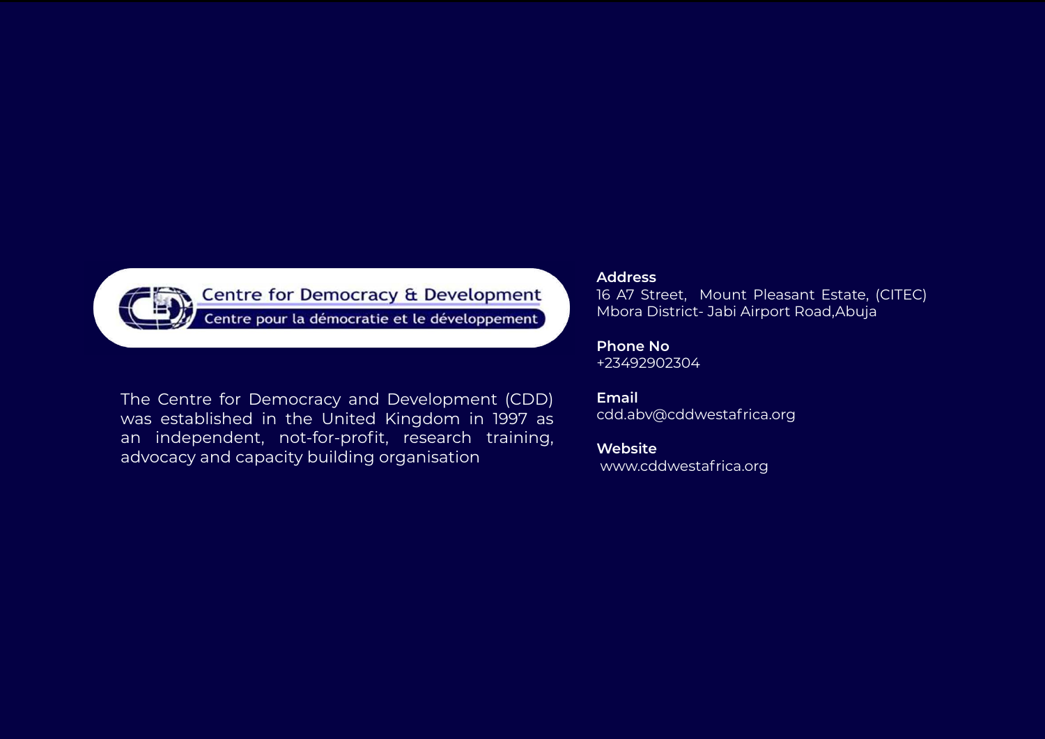Centre for Democracy & Development

Centre pour la démocratie et le développement

The Centre for Democracy and Development (CDD) was established in the United Kingdom in 1997 as an independent, not-for-profit, research training, advocacy and capacity building organisation

**Address**
16 A7 Street, Mount Pleasant Estate, (CITEC) Mbora District- Jabi Airport Road,Abuja

**Phone No**
+23492902304

**Email**
cdd.abv@cddwestafrica.org

**Website**
www.cddwestafrica.org